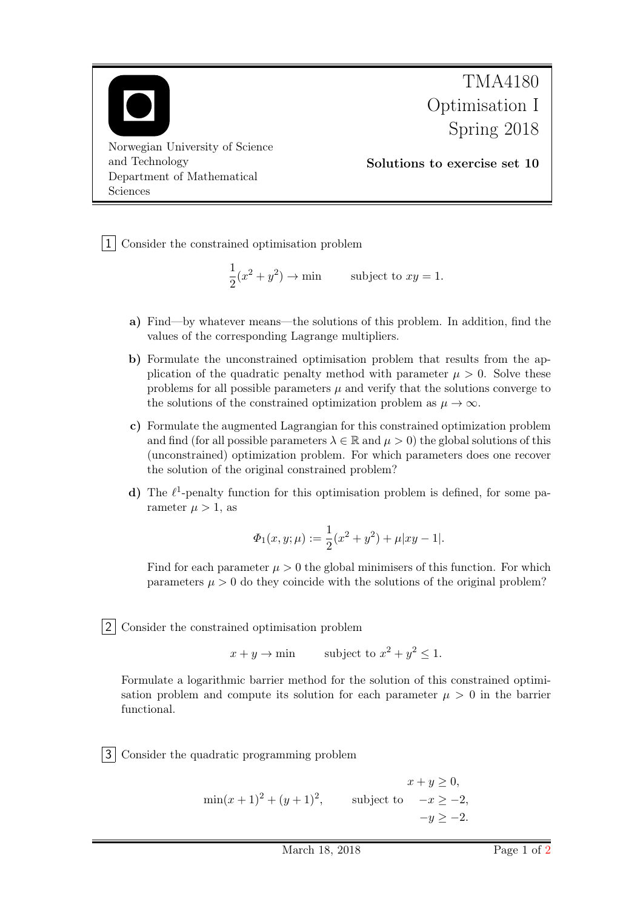Norwegian University of Science and Technology
Department of Mathematical Sciences

# TMA4180 Optimisation I Spring 2018

**Solutions to exercise set 10**

**1** Consider the constrained optimisation problem

$$\frac{1}{2}(x^2 + y^2) \to \min \qquad \text{subject to } xy = 1.$$

**a)** Find—by whatever means—the solutions of this problem. In addition, find the values of the corresponding Lagrange multipliers.

**b)** Formulate the unconstrained optimisation problem that results from the application of the quadratic penalty method with parameter $\mu > 0$. Solve these problems for all possible parameters $\mu$ and verify that the solutions converge to the solutions of the constrained optimization problem as $\mu \to \infty$.

**c)** Formulate the augmented Lagrangian for this constrained optimization problem and find (for all possible parameters $\lambda \in \mathbb{R}$ and $\mu > 0$) the global solutions of this (unconstrained) optimization problem. For which parameters does one recover the solution of the original constrained problem?

**d)** The $\ell^1$-penalty function for this optimisation problem is defined, for some parameter $\mu > 1$, as

$$\Phi_1(x, y; \mu) := \frac{1}{2}(x^2 + y^2) + \mu|xy - 1|.$$

Find for each parameter $\mu > 0$ the global minimisers of this function. For which parameters $\mu > 0$ do they coincide with the solutions of the original problem?

**2** Consider the constrained optimisation problem

$$x + y \to \min \qquad \text{subject to } x^2 + y^2 \leq 1.$$

Formulate a logarithmic barrier method for the solution of this constrained optimisation problem and compute its solution for each parameter $\mu > 0$ in the barrier functional.

**3** Consider the quadratic programming problem

$$\min (x+1)^2 + (y+1)^2, \qquad \text{subject to} \quad \begin{aligned} x + y &\geq 0, \\ -x &\geq -2, \\ -y &\geq -2. \end{aligned}$$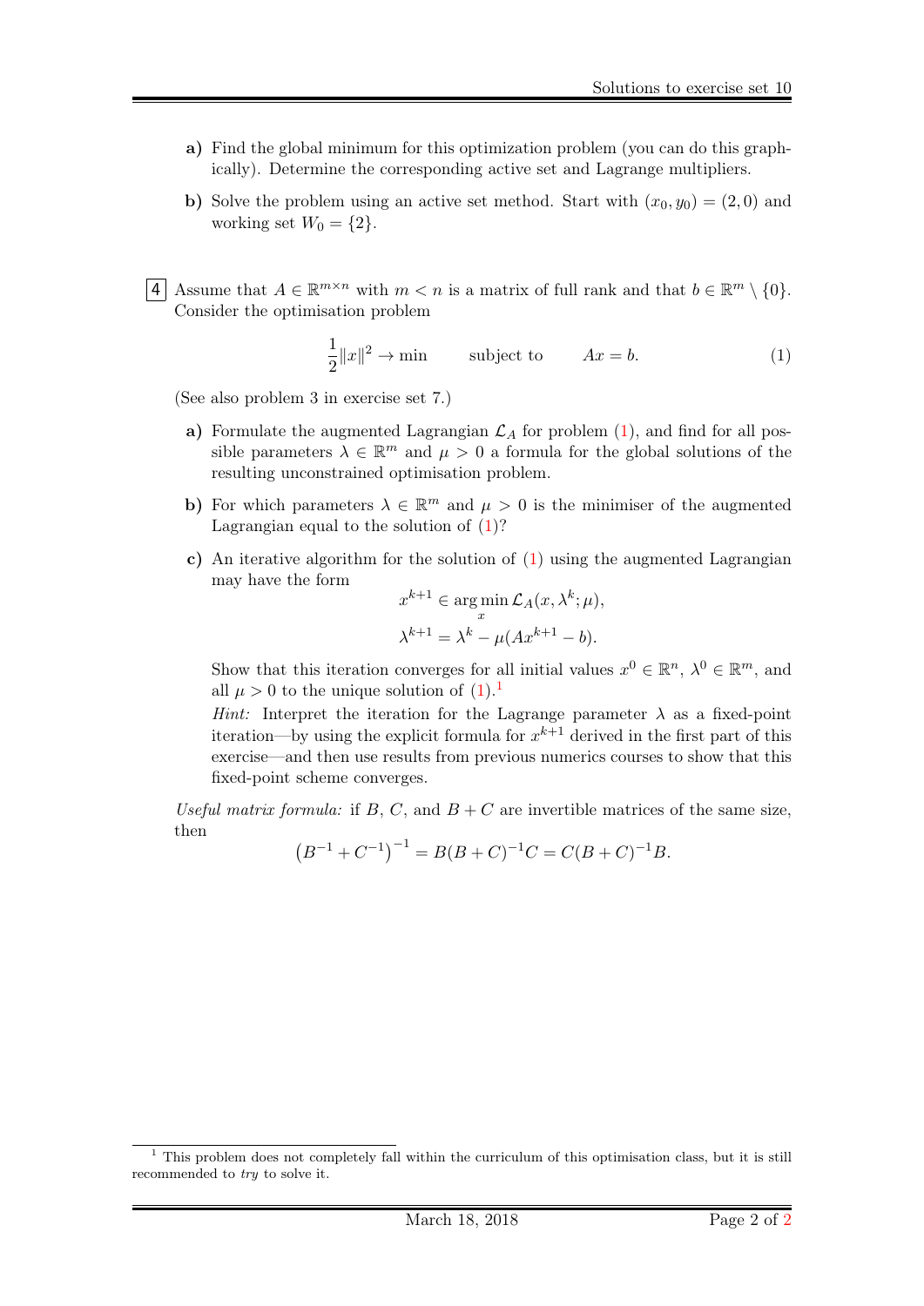**a)** Find the global minimum for this optimization problem (you can do this graphically). Determine the corresponding active set and Lagrange multipliers.

**b)** Solve the problem using an active set method. Start with $(x_0, y_0) = (2, 0)$ and working set $W_0 = \{2\}$.

**4** Assume that $A \in \mathbb{R}^{m \times n}$ with $m < n$ is a matrix of full rank and that $b \in \mathbb{R}^m \setminus \{0\}$. Consider the optimisation problem

$$\frac{1}{2}\|x\|^2 \to \min \qquad \text{subject to} \qquad Ax = b. \tag{1}$$

(See also problem 3 in exercise set 7.)

**a)** Formulate the augmented Lagrangian $\mathcal{L}_A$ for problem (1), and find for all possible parameters $\lambda \in \mathbb{R}^m$ and $\mu > 0$ a formula for the global solutions of the resulting unconstrained optimisation problem.

**b)** For which parameters $\lambda \in \mathbb{R}^m$ and $\mu > 0$ is the minimiser of the augmented Lagrangian equal to the solution of (1)?

**c)** An iterative algorithm for the solution of (1) using the augmented Lagrangian may have the form

$$x^{k+1} \in \arg\min_x \mathcal{L}_A(x, \lambda^k; \mu),$$
$$\lambda^{k+1} = \lambda^k - \mu(Ax^{k+1} - b).$$

Show that this iteration converges for all initial values $x^0 \in \mathbb{R}^n$, $\lambda^0 \in \mathbb{R}^m$, and all $\mu > 0$ to the unique solution of (1).[1]

*Hint:* Interpret the iteration for the Lagrange parameter $\lambda$ as a fixed-point iteration—by using the explicit formula for $x^{k+1}$ derived in the first part of this exercise—and then use results from previous numerics courses to show that this fixed-point scheme converges.

*Useful matrix formula:* if $B$, $C$, and $B + C$ are invertible matrices of the same size, then

$$\left(B^{-1} + C^{-1}\right)^{-1} = B(B + C)^{-1}C = C(B + C)^{-1}B.$$

[1] This problem does not completely fall within the curriculum of this optimisation class, but it is still recommended to *try* to solve it.